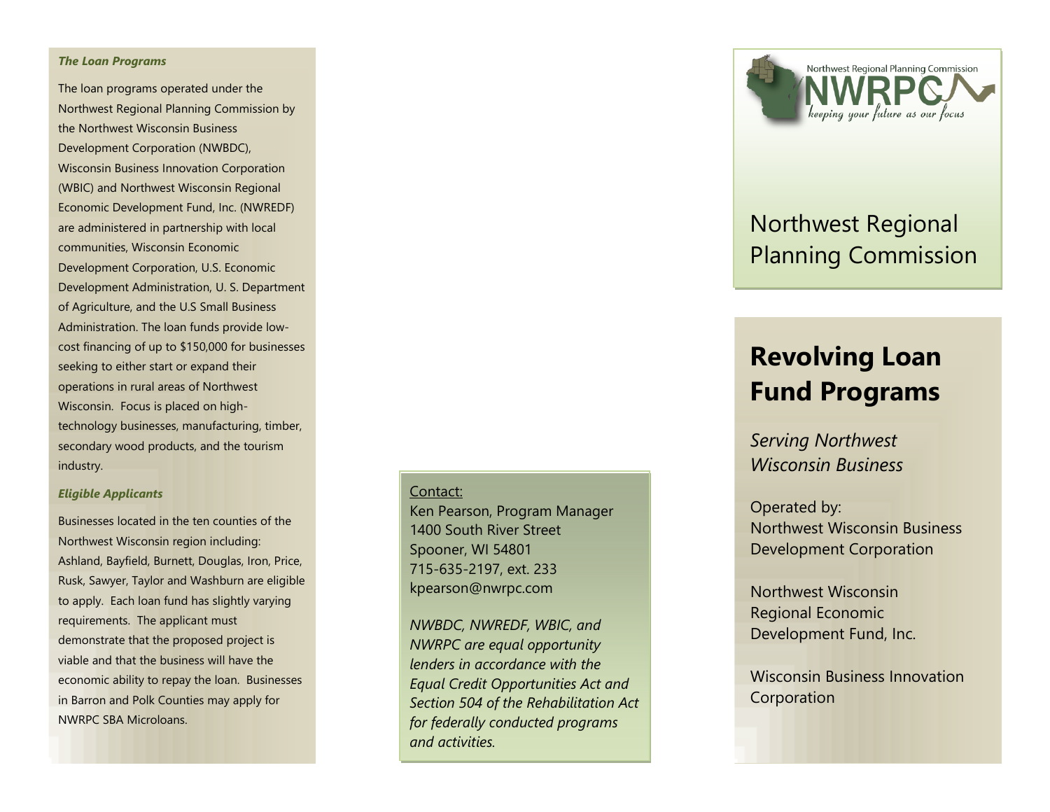***The Loan Programs***

The loan programs operated under the Northwest Regional Planning Commission by the Northwest Wisconsin Business Development Corporation (NWBDC), Wisconsin Business Innovation Corporation (WBIC) and Northwest Wisconsin Regional Economic Development Fund, Inc. (NWREDF) are administered in partnership with local communities, Wisconsin Economic Development Corporation, U.S. Economic Development Administration, U. S. Department of Agriculture, and the U.S Small Business Administration. The loan funds provide low-cost financing of up to $150,000 for businesses seeking to either start or expand their operations in rural areas of Northwest Wisconsin. Focus is placed on high-technology businesses, manufacturing, timber, secondary wood products, and the tourism industry.

***Eligible Applicants***

Businesses located in the ten counties of the Northwest Wisconsin region including: Ashland, Bayfield, Burnett, Douglas, Iron, Price, Rusk, Sawyer, Taylor and Washburn are eligible to apply. Each loan fund has slightly varying requirements. The applicant must demonstrate that the proposed project is viable and that the business will have the economic ability to repay the loan. Businesses in Barron and Polk Counties may apply for NWRPC SBA Microloans.

Contact:
Ken Pearson, Program Manager
1400 South River Street
Spooner, WI 54801
715-635-2197, ext. 233
kpearson@nwrpc.com

*NWBDC, NWREDF, WBIC, and NWRPC are equal opportunity lenders in accordance with the Equal Credit Opportunities Act and Section 504 of the Rehabilitation Act for federally conducted programs and activities.*

Northwest Regional Planning Commission
NWRPC
keeping your future as our focus

Northwest Regional Planning Commission

# Revolving Loan Fund Programs

*Serving Northwest Wisconsin Business*

Operated by:
Northwest Wisconsin Business Development Corporation

Northwest Wisconsin Regional Economic Development Fund, Inc.

Wisconsin Business Innovation Corporation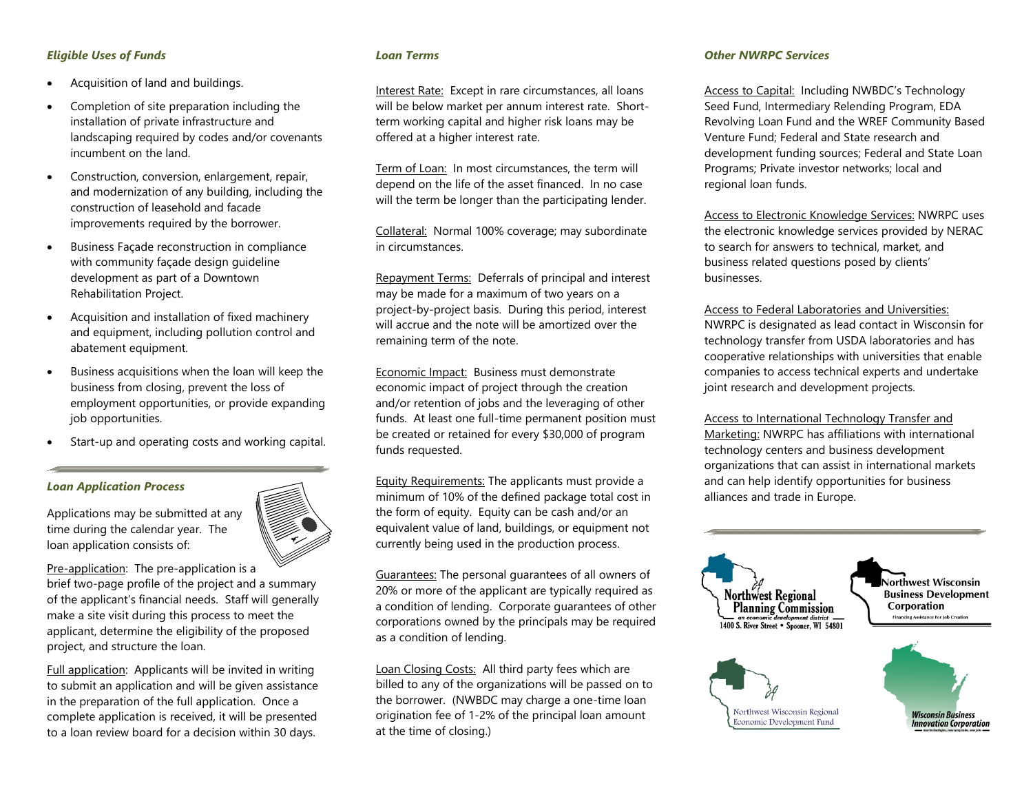### *Eligible Uses of Funds*

- Acquisition of land and buildings.
- Completion of site preparation including the installation of private infrastructure and landscaping required by codes and/or covenants incumbent on the land.
- Construction, conversion, enlargement, repair, and modernization of any building, including the construction of leasehold and facade improvements required by the borrower.
- Business Façade reconstruction in compliance with community façade design guideline development as part of a Downtown Rehabilitation Project.
- Acquisition and installation of fixed machinery and equipment, including pollution control and abatement equipment.
- Business acquisitions when the loan will keep the business from closing, prevent the loss of employment opportunities, or provide expanding job opportunities.
- Start-up and operating costs and working capital.

### *Loan Application Process*

Applications may be submitted at any time during the calendar year. The loan application consists of:

Pre-application: The pre-application is a brief two-page profile of the project and a summary of the applicant's financial needs. Staff will generally make a site visit during this process to meet the applicant, determine the eligibility of the proposed project, and structure the loan.

Full application: Applicants will be invited in writing to submit an application and will be given assistance in the preparation of the full application. Once a complete application is received, it will be presented to a loan review board for a decision within 30 days.

### *Loan Terms*

Interest Rate: Except in rare circumstances, all loans will be below market per annum interest rate. Short-term working capital and higher risk loans may be offered at a higher interest rate.

Term of Loan: In most circumstances, the term will depend on the life of the asset financed. In no case will the term be longer than the participating lender.

Collateral: Normal 100% coverage; may subordinate in circumstances.

Repayment Terms: Deferrals of principal and interest may be made for a maximum of two years on a project-by-project basis. During this period, interest will accrue and the note will be amortized over the remaining term of the note.

Economic Impact: Business must demonstrate economic impact of project through the creation and/or retention of jobs and the leveraging of other funds. At least one full-time permanent position must be created or retained for every $30,000 of program funds requested.

Equity Requirements: The applicants must provide a minimum of 10% of the defined package total cost in the form of equity. Equity can be cash and/or an equivalent value of land, buildings, or equipment not currently being used in the production process.

Guarantees: The personal guarantees of all owners of 20% or more of the applicant are typically required as a condition of lending. Corporate guarantees of other corporations owned by the principals may be required as a condition of lending.

Loan Closing Costs: All third party fees which are billed to any of the organizations will be passed on to the borrower. (NWBDC may charge a one-time loan origination fee of 1-2% of the principal loan amount at the time of closing.)

### *Other NWRPC Services*

Access to Capital: Including NWBDC's Technology Seed Fund, Intermediary Relending Program, EDA Revolving Loan Fund and the WREF Community Based Venture Fund; Federal and State research and development funding sources; Federal and State Loan Programs; Private investor networks; local and regional loan funds.

Access to Electronic Knowledge Services: NWRPC uses the electronic knowledge services provided by NERAC to search for answers to technical, market, and business related questions posed by clients' businesses.

Access to Federal Laboratories and Universities: NWRPC is designated as lead contact in Wisconsin for technology transfer from USDA laboratories and has cooperative relationships with universities that enable companies to access technical experts and undertake joint research and development projects.

Access to International Technology Transfer and Marketing: NWRPC has affiliations with international technology centers and business development organizations that can assist in international markets and can help identify opportunities for business alliances and trade in Europe.

Northwest Regional Planning Commission
an economic development district
1400 S. River Street • Spooner, WI 54801

Northwest Wisconsin Business Development Corporation
Financing Assistance For Job Creation

Northwest Wisconsin Regional Economic Development Fund

Wisconsin Business Innovation Corporation